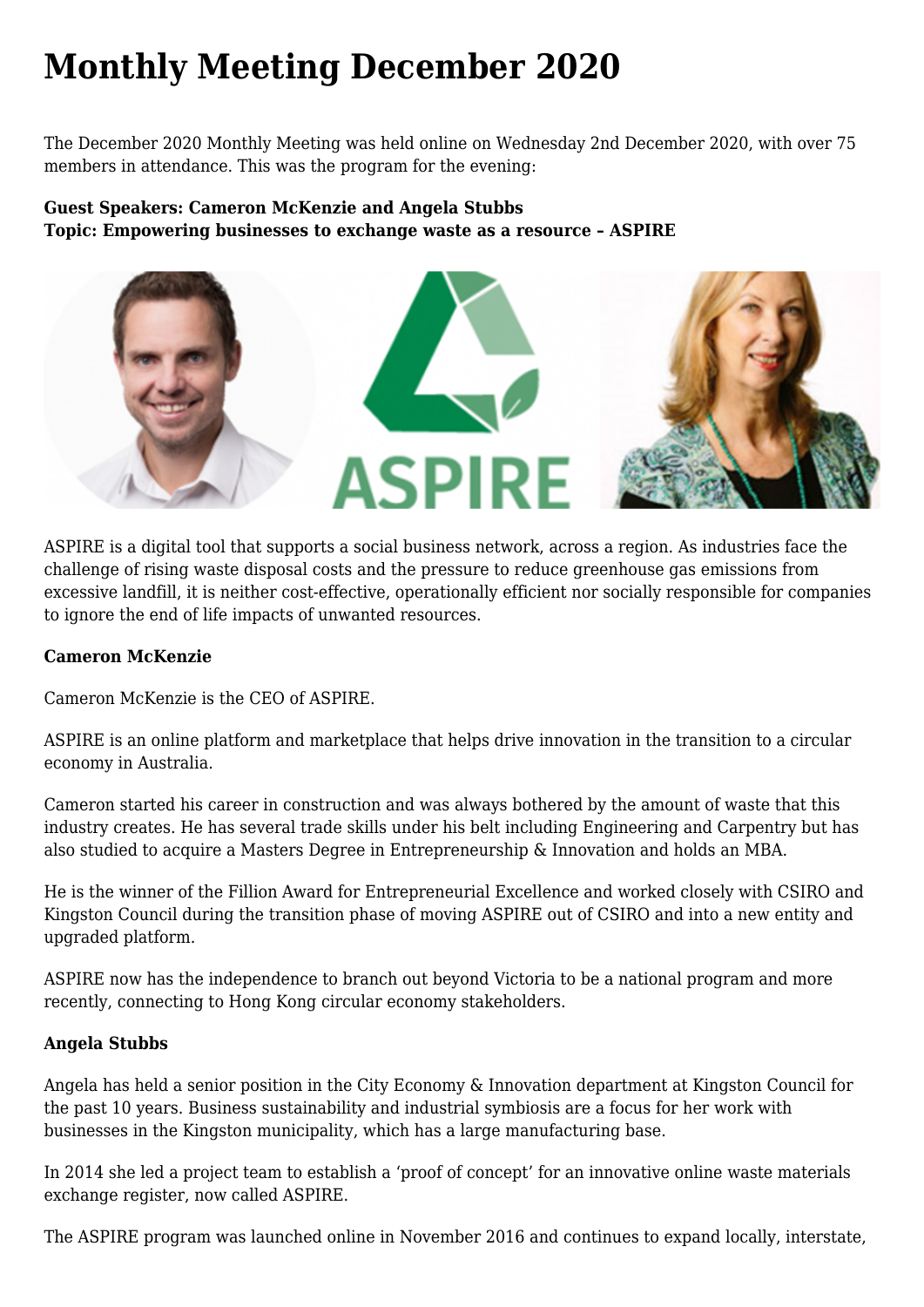# Monthly Meeting December 2020

The December 2020 Monthly Meeting was held online on Wednesday 2nd December 2020, with over 75 members in attendance. This was the program for the evening:

**Guest Speakers: Cameron McKenzie and Angela Stubbs**
**Topic: Empowering businesses to exchange waste as a resource – ASPIRE**

ASPIRE is a digital tool that supports a social business network, across a region. As industries face the challenge of rising waste disposal costs and the pressure to reduce greenhouse gas emissions from excessive landfill, it is neither cost-effective, operationally efficient nor socially responsible for companies to ignore the end of life impacts of unwanted resources.

**Cameron McKenzie**

Cameron McKenzie is the CEO of ASPIRE.

ASPIRE is an online platform and marketplace that helps drive innovation in the transition to a circular economy in Australia.

Cameron started his career in construction and was always bothered by the amount of waste that this industry creates. He has several trade skills under his belt including Engineering and Carpentry but has also studied to acquire a Masters Degree in Entrepreneurship & Innovation and holds an MBA.

He is the winner of the Fillion Award for Entrepreneurial Excellence and worked closely with CSIRO and Kingston Council during the transition phase of moving ASPIRE out of CSIRO and into a new entity and upgraded platform.

ASPIRE now has the independence to branch out beyond Victoria to be a national program and more recently, connecting to Hong Kong circular economy stakeholders.

**Angela Stubbs**

Angela has held a senior position in the City Economy & Innovation department at Kingston Council for the past 10 years. Business sustainability and industrial symbiosis are a focus for her work with businesses in the Kingston municipality, which has a large manufacturing base.

In 2014 she led a project team to establish a 'proof of concept' for an innovative online waste materials exchange register, now called ASPIRE.

The ASPIRE program was launched online in November 2016 and continues to expand locally, interstate,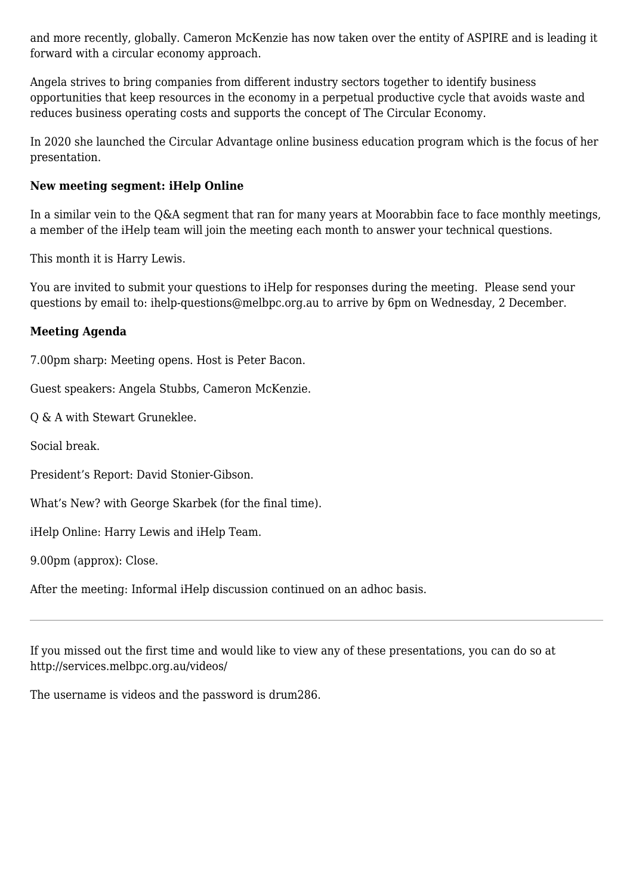and more recently, globally. Cameron McKenzie has now taken over the entity of ASPIRE and is leading it forward with a circular economy approach.

Angela strives to bring companies from different industry sectors together to identify business opportunities that keep resources in the economy in a perpetual productive cycle that avoids waste and reduces business operating costs and supports the concept of The Circular Economy.

In 2020 she launched the Circular Advantage online business education program which is the focus of her presentation.

**New meeting segment: iHelp Online**

In a similar vein to the Q&A segment that ran for many years at Moorabbin face to face monthly meetings, a member of the iHelp team will join the meeting each month to answer your technical questions.

This month it is Harry Lewis.

You are invited to submit your questions to iHelp for responses during the meeting. Please send your questions by email to: ihelp-questions@melbpc.org.au to arrive by 6pm on Wednesday, 2 December.

**Meeting Agenda**

7.00pm sharp: Meeting opens. Host is Peter Bacon.

Guest speakers: Angela Stubbs, Cameron McKenzie.

Q & A with Stewart Gruneklee.

Social break.

President's Report: David Stonier-Gibson.

What's New? with George Skarbek (for the final time).

iHelp Online: Harry Lewis and iHelp Team.

9.00pm (approx): Close.

After the meeting: Informal iHelp discussion continued on an adhoc basis.

---

If you missed out the first time and would like to view any of these presentations, you can do so at http://services.melbpc.org.au/videos/

The username is videos and the password is drum286.